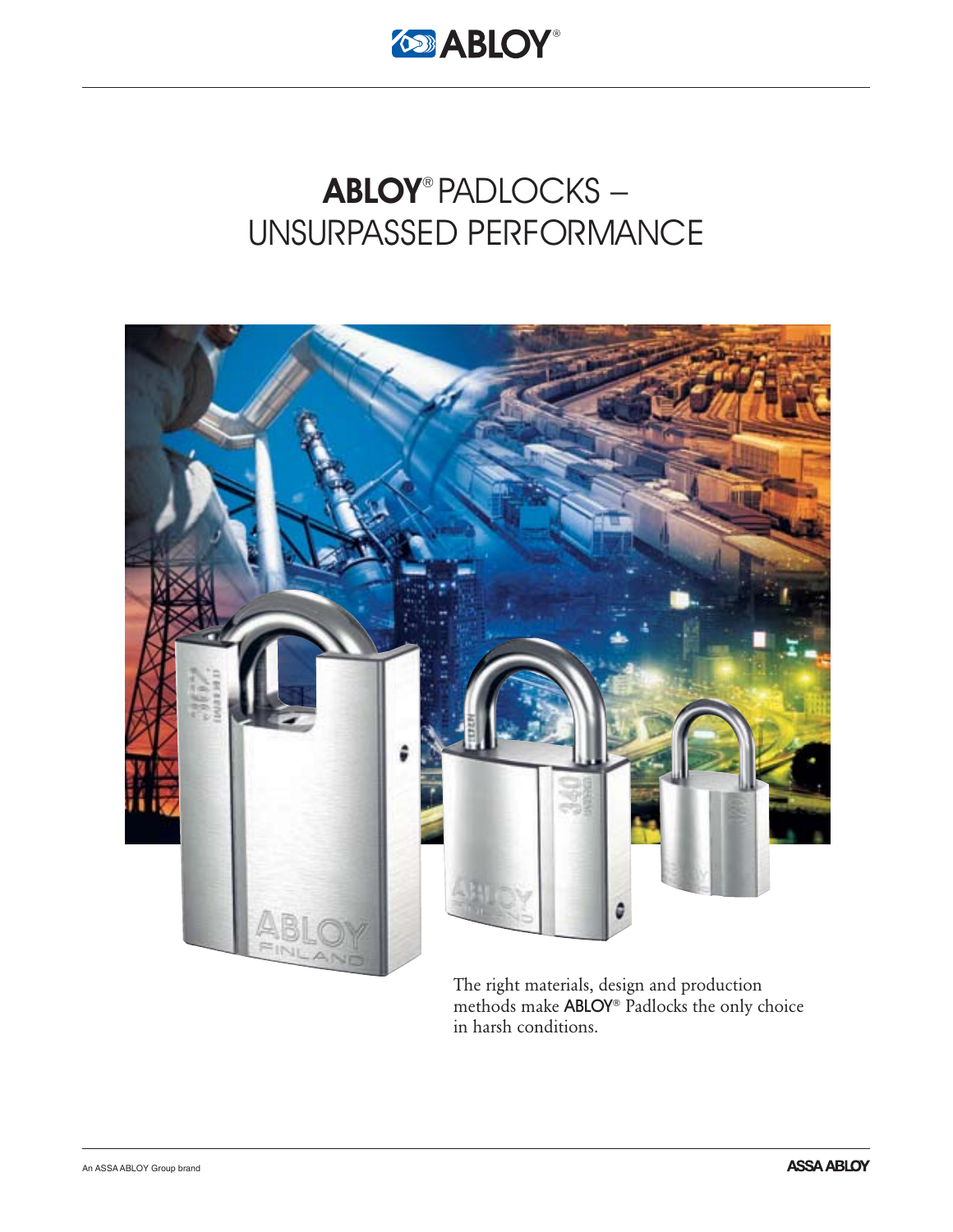# ABLOY® PADLOCKS – UNSURPASSED PERFORMANCE

The right materials, design and production methods make ABLOY® Padlocks the only choice in harsh conditions.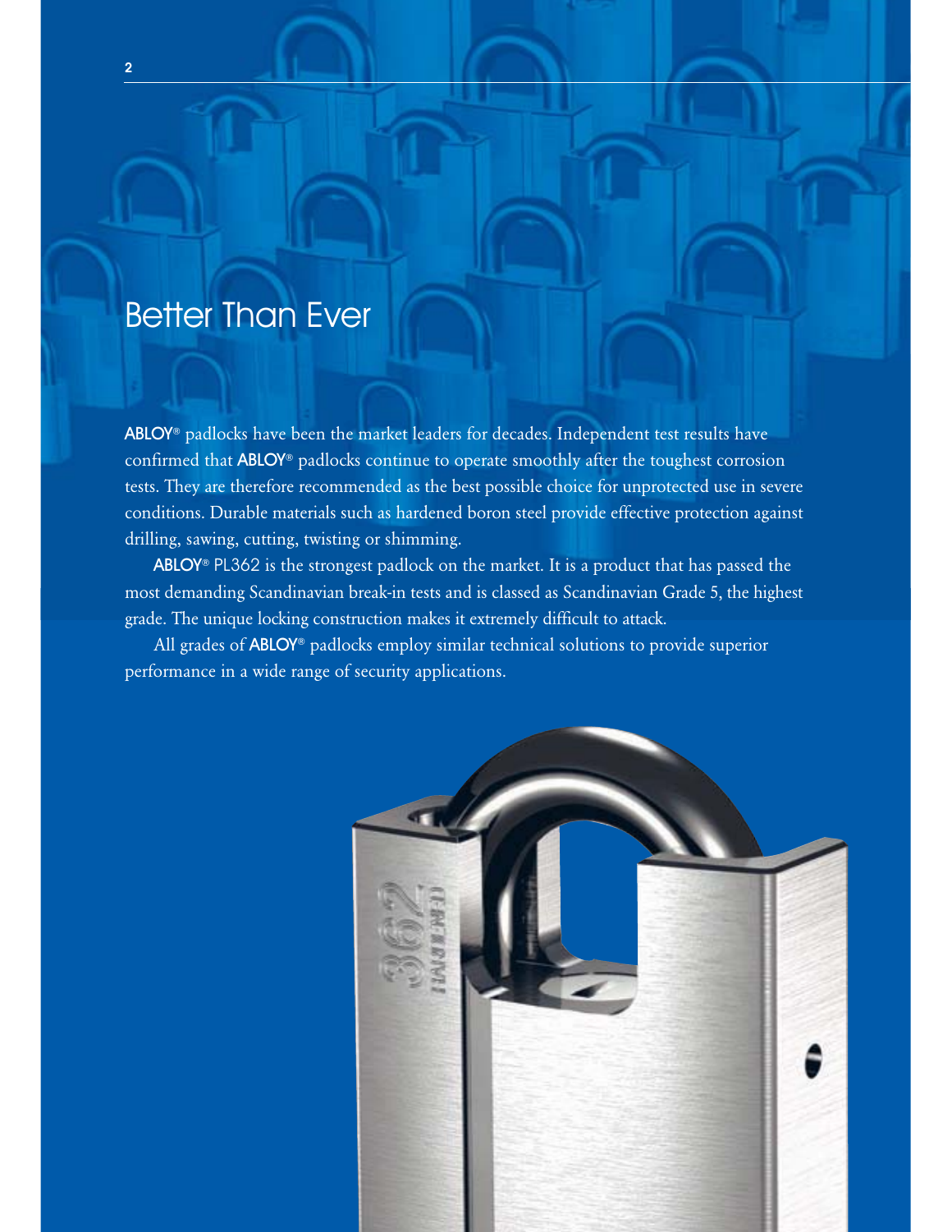# Better Than Ever

ABLOY® padlocks have been the market leaders for decades. Independent test results have confirmed that ABLOY® padlocks continue to operate smoothly after the toughest corrosion tests. They are therefore recommended as the best possible choice for unprotected use in severe conditions. Durable materials such as hardened boron steel provide effective protection against drilling, sawing, cutting, twisting or shimming.

ABLOY® PL362 is the strongest padlock on the market. It is a product that has passed the most demanding Scandinavian break-in tests and is classed as Scandinavian Grade 5, the highest grade. The unique locking construction makes it extremely difficult to attack.

All grades of ABLOY® padlocks employ similar technical solutions to provide superior performance in a wide range of security applications.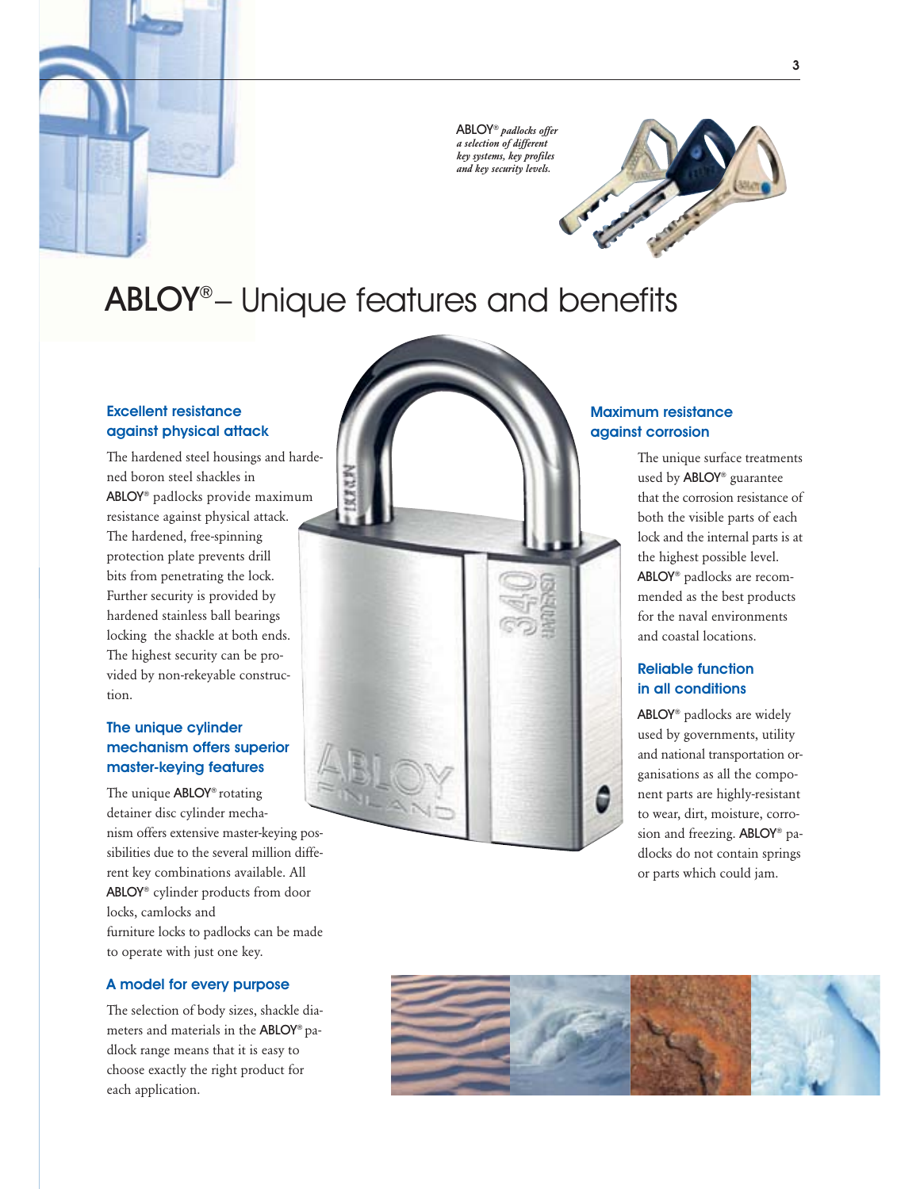*ABLOY® padlocks offer a selection of different key systems, key profiles and key security levels.*

# ABLOY® – Unique features and benefits

### Excellent resistance against physical attack

The hardened steel housings and hardened boron steel shackles in ABLOY® padlocks provide maximum resistance against physical attack. The hardened, free-spinning protection plate prevents drill bits from penetrating the lock. Further security is provided by hardened stainless ball bearings locking the shackle at both ends. The highest security can be provided by non-rekeyable construction.

### The unique cylinder mechanism offers superior master-keying features

The unique ABLOY® rotating detainer disc cylinder mechanism offers extensive master-keying possibilities due to the several million different key combinations available. All ABLOY® cylinder products from door locks, camlocks and furniture locks to padlocks can be made to operate with just one key.

### A model for every purpose

The selection of body sizes, shackle diameters and materials in the ABLOY® padlock range means that it is easy to choose exactly the right product for each application.

### Maximum resistance against corrosion

The unique surface treatments used by ABLOY® guarantee that the corrosion resistance of both the visible parts of each lock and the internal parts is at the highest possible level. ABLOY® padlocks are recommended as the best products for the naval environments and coastal locations.

### Reliable function in all conditions

ABLOY® padlocks are widely used by governments, utility and national transportation organisations as all the component parts are highly-resistant to wear, dirt, moisture, corrosion and freezing. ABLOY® padlocks do not contain springs or parts which could jam.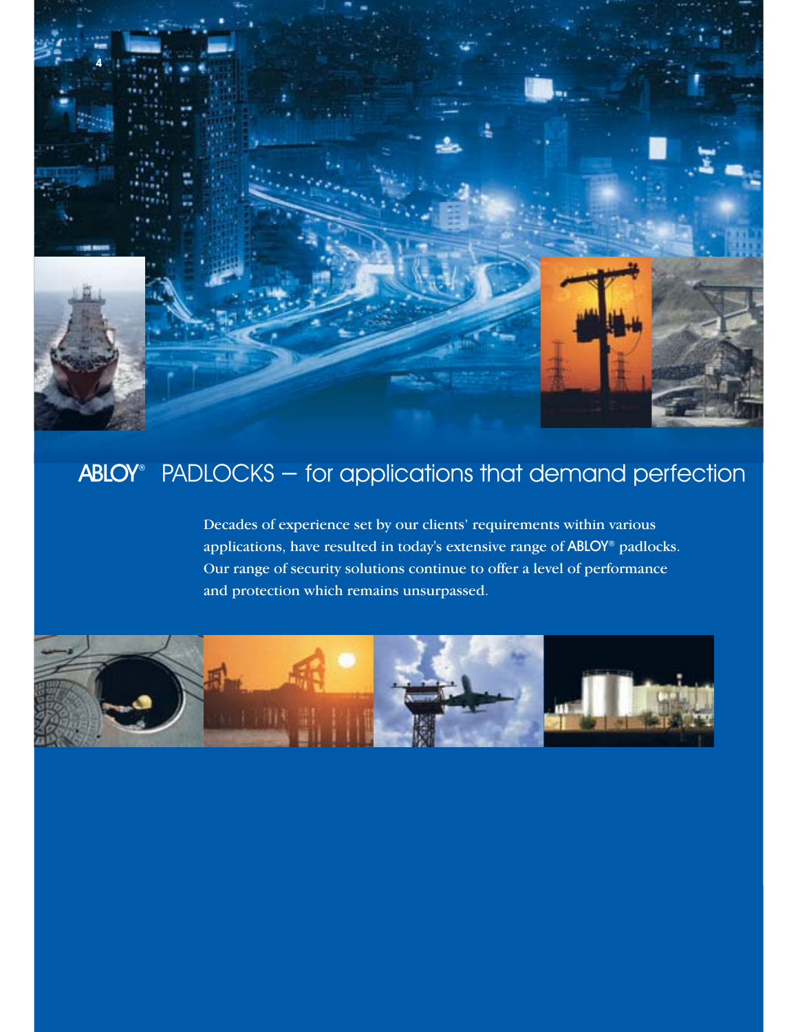## ABLOY® PADLOCKS – for applications that demand perfection

Decades of experience set by our clients' requirements within various applications, have resulted in today's extensive range of ABLOY® padlocks. Our range of security solutions continue to offer a level of performance and protection which remains unsurpassed.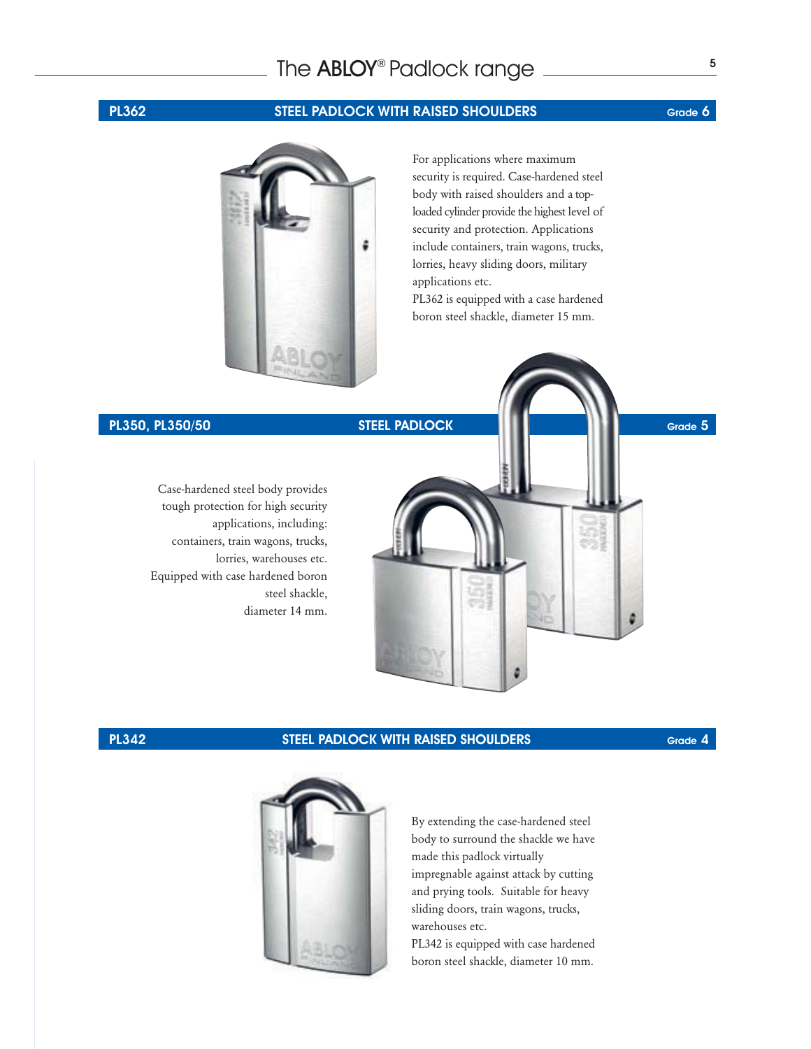# The ABLOY® Padlock range

## PL362 — STEEL PADLOCK WITH RAISED SHOULDERS — Grade 6

For applications where maximum security is required. Case-hardened steel body with raised shoulders and a top-loaded cylinder provide the highest level of security and protection. Applications include containers, train wagons, trucks, lorries, heavy sliding doors, military applications etc.
PL362 is equipped with a case hardened boron steel shackle, diameter 15 mm.

## PL350, PL350/50 — STEEL PADLOCK — Grade 5

Case-hardened steel body provides tough protection for high security applications, including: containers, train wagons, trucks, lorries, warehouses etc.
Equipped with case hardened boron steel shackle, diameter 14 mm.

## PL342 — STEEL PADLOCK WITH RAISED SHOULDERS — Grade 4

By extending the case-hardened steel body to surround the shackle we have made this padlock virtually impregnable against attack by cutting and prying tools. Suitable for heavy sliding doors, train wagons, trucks, warehouses etc.
PL342 is equipped with case hardened boron steel shackle, diameter 10 mm.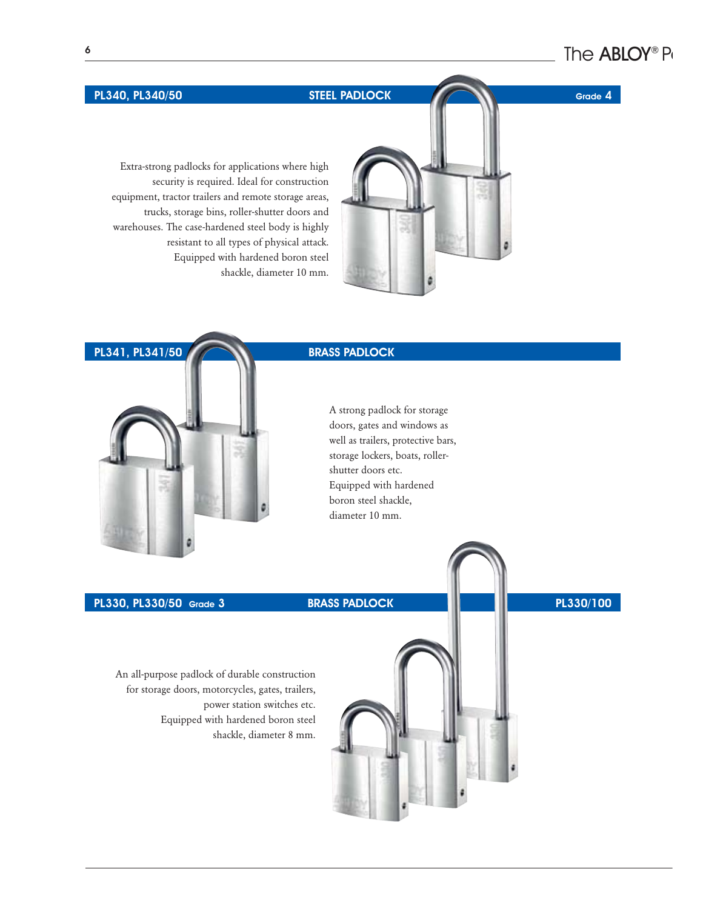## PL340, PL340/50 — STEEL PADLOCK — Grade 4

Extra-strong padlocks for applications where high security is required. Ideal for construction equipment, tractor trailers and remote storage areas, trucks, storage bins, roller-shutter doors and warehouses. The case-hardened steel body is highly resistant to all types of physical attack. Equipped with hardened boron steel shackle, diameter 10 mm.

## PL341, PL341/50 — BRASS PADLOCK

A strong padlock for storage doors, gates and windows as well as trailers, protective bars, storage lockers, boats, roller-shutter doors etc. Equipped with hardened boron steel shackle, diameter 10 mm.

## PL330, PL330/50 Grade 3 — BRASS PADLOCK — PL330/100

An all-purpose padlock of durable construction for storage doors, motorcycles, gates, trailers, power station switches etc. Equipped with hardened boron steel shackle, diameter 8 mm.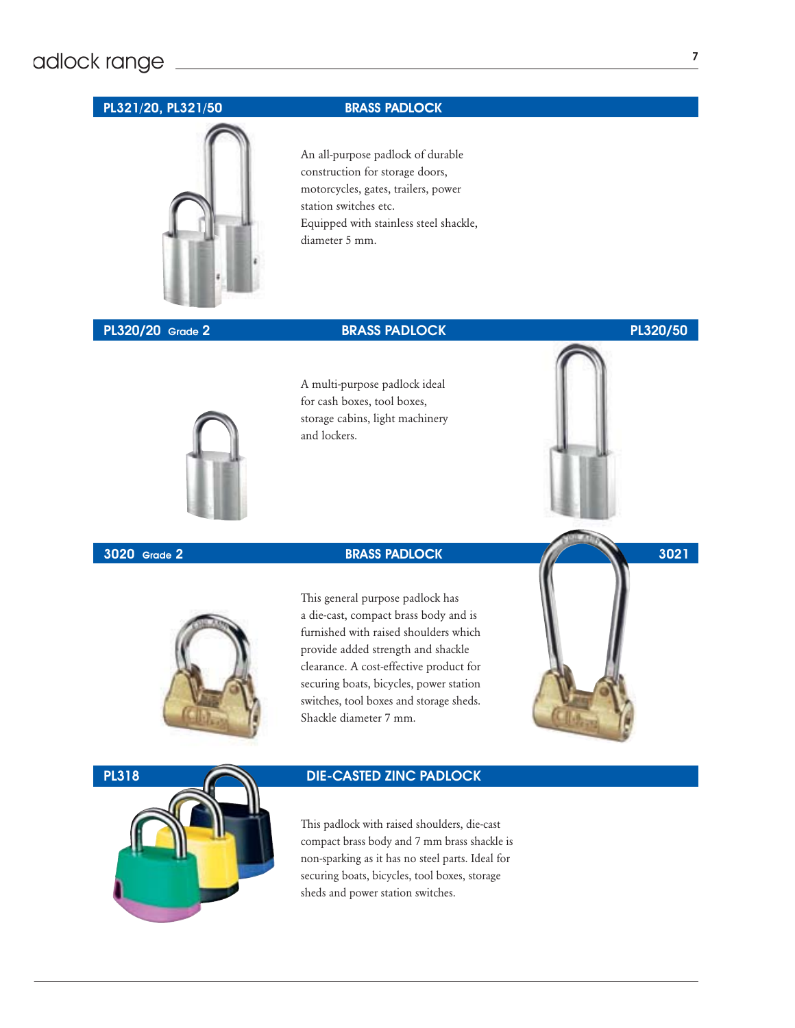## PL321/20, PL321/50 — BRASS PADLOCK

An all-purpose padlock of durable construction for storage doors, motorcycles, gates, trailers, power station switches etc.
Equipped with stainless steel shackle, diameter 5 mm.

## PL320/20 Grade 2 — BRASS PADLOCK — PL320/50

A multi-purpose padlock ideal for cash boxes, tool boxes, storage cabins, light machinery and lockers.

## 3020 Grade 2 — BRASS PADLOCK — 3021

This general purpose padlock has a die-cast, compact brass body and is furnished with raised shoulders which provide added strength and shackle clearance. A cost-effective product for securing boats, bicycles, power station switches, tool boxes and storage sheds.
Shackle diameter 7 mm.

## PL318 — DIE-CASTED ZINC PADLOCK

This padlock with raised shoulders, die-cast compact brass body and 7 mm brass shackle is non-sparking as it has no steel parts. Ideal for securing boats, bicycles, tool boxes, storage sheds and power station switches.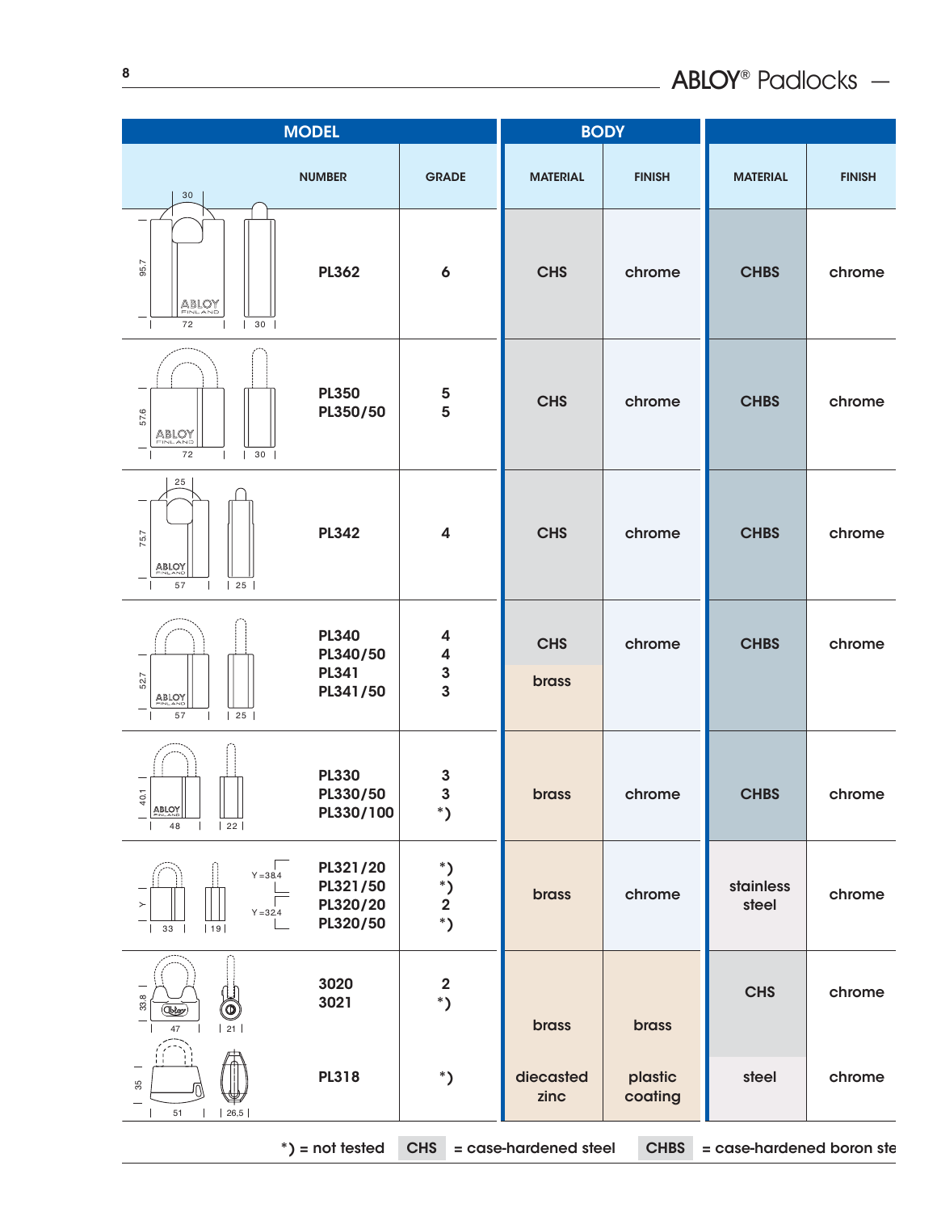| MODEL | | BODY | | | |
|---|---|---|---|---|---|
| NUMBER | GRADE | MATERIAL | FINISH | MATERIAL | FINISH |
| PL362 | 6 | CHS | chrome | CHBS | chrome |
| PL350<br>PL350/50 | 5<br>5 | CHS | chrome | CHBS | chrome |
| PL342 | 4 | CHS | chrome | CHBS | chrome |
| PL340<br>PL340/50<br>PL341<br>PL341/50 | 4<br>4<br>3<br>3 | CHS<br>brass | chrome | CHBS | chrome |
| PL330<br>PL330/50<br>PL330/100 | 3<br>3<br>*) | brass | chrome | CHBS | chrome |
| PL321/20<br>PL321/50<br>PL320/20<br>PL320/50 | *)<br>*)<br>2<br>*) | brass | chrome | stainless steel | chrome |
| 3020<br>3021 | 2<br>*) | brass | brass | CHS | chrome |
| PL318 | *) | diecasted zinc | plastic coating | steel | chrome |

*) = not tested CHS = case-hardened steel CHBS = case-hardened boron ste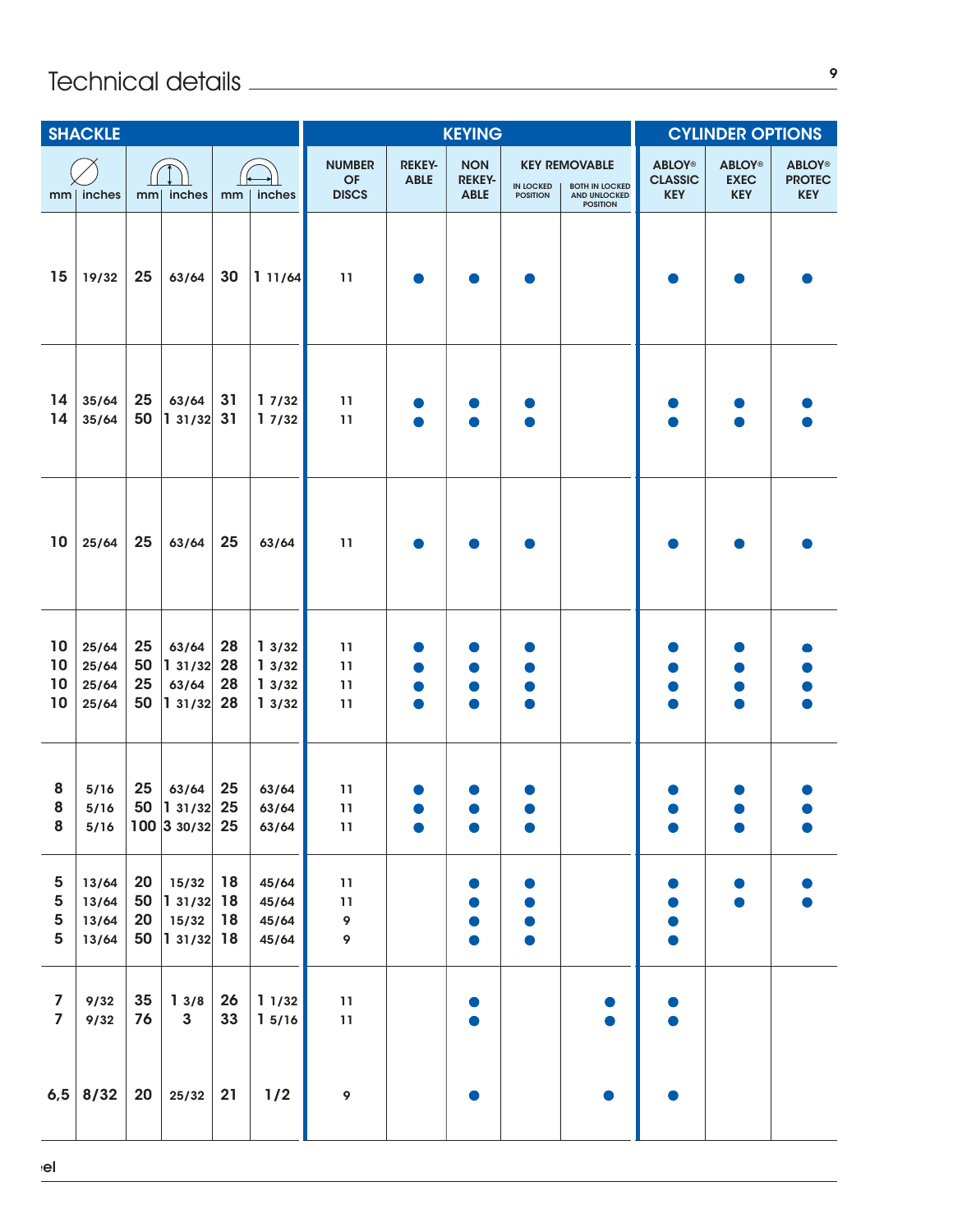# Technical details

| SHACKLE | | | | | | KEYING | | | | | CYLINDER OPTIONS | | |
|---|---|---|---|---|---|---|---|---|---|---|---|---|---|
| ∅ | | (height) | | (width) | | NUMBER OF DISCS | REKEY-ABLE | NON REKEY-ABLE | KEY REMOVABLE | | ABLOY® CLASSIC KEY | ABLOY® EXEC KEY | ABLOY® PROTEC KEY |
| mm | inches | mm | inches | mm | inches | | | | IN LOCKED POSITION | BOTH IN LOCKED AND UNLOCKED POSITION | | | |
| 15 | 19/32 | 25 | 63/64 | 30 | 1 11/64 | 11 | ● | ● | ● | | ● | ● | ● |
| 14 | 35/64 | 25 | 63/64 | 31 | 1 7/32 | 11 | ● | ● | ● | | ● | ● | ● |
| 14 | 35/64 | 50 | 1 31/32 | 31 | 1 7/32 | 11 | ● | ● | ● | | ● | ● | ● |
| 10 | 25/64 | 25 | 63/64 | 25 | 63/64 | 11 | ● | ● | ● | | ● | ● | ● |
| 10 | 25/64 | 25 | 63/64 | 28 | 1 3/32 | 11 | ● | ● | ● | | ● | ● | ● |
| 10 | 25/64 | 50 | 1 31/32 | 28 | 1 3/32 | 11 | ● | ● | ● | | ● | ● | ● |
| 10 | 25/64 | 25 | 63/64 | 28 | 1 3/32 | 11 | ● | ● | ● | | ● | ● | ● |
| 10 | 25/64 | 50 | 1 31/32 | 28 | 1 3/32 | 11 | ● | ● | ● | | ● | ● | ● |
| 8 | 5/16 | 25 | 63/64 | 25 | 63/64 | 11 | ● | ● | ● | | ● | ● | ● |
| 8 | 5/16 | 50 | 1 31/32 | 25 | 63/64 | 11 | ● | ● | ● | | ● | ● | ● |
| 8 | 5/16 | 100 | 3 30/32 | 25 | 63/64 | 11 | ● | ● | ● | | ● | ● | ● |
| 5 | 13/64 | 20 | 15/32 | 18 | 45/64 | 11 | | ● | ● | | ● | ● | ● |
| 5 | 13/64 | 50 | 1 31/32 | 18 | 45/64 | 11 | | ● | ● | | ● | ● | ● |
| 5 | 13/64 | 20 | 15/32 | 18 | 45/64 | 9 | | ● | ● | | ● | | |
| 5 | 13/64 | 50 | 1 31/32 | 18 | 45/64 | 9 | | ● | ● | | ● | | |
| 7 | 9/32 | 35 | 1 3/8 | 26 | 1 1/32 | 11 | | ● | | ● | ● | | |
| 7 | 9/32 | 76 | 3 | 33 | 1 5/16 | 11 | | ● | | ● | ● | | |
| 6,5 | 8/32 | 20 | 25/32 | 21 | 1/2 | 9 | | ● | | ● | ● | | |

el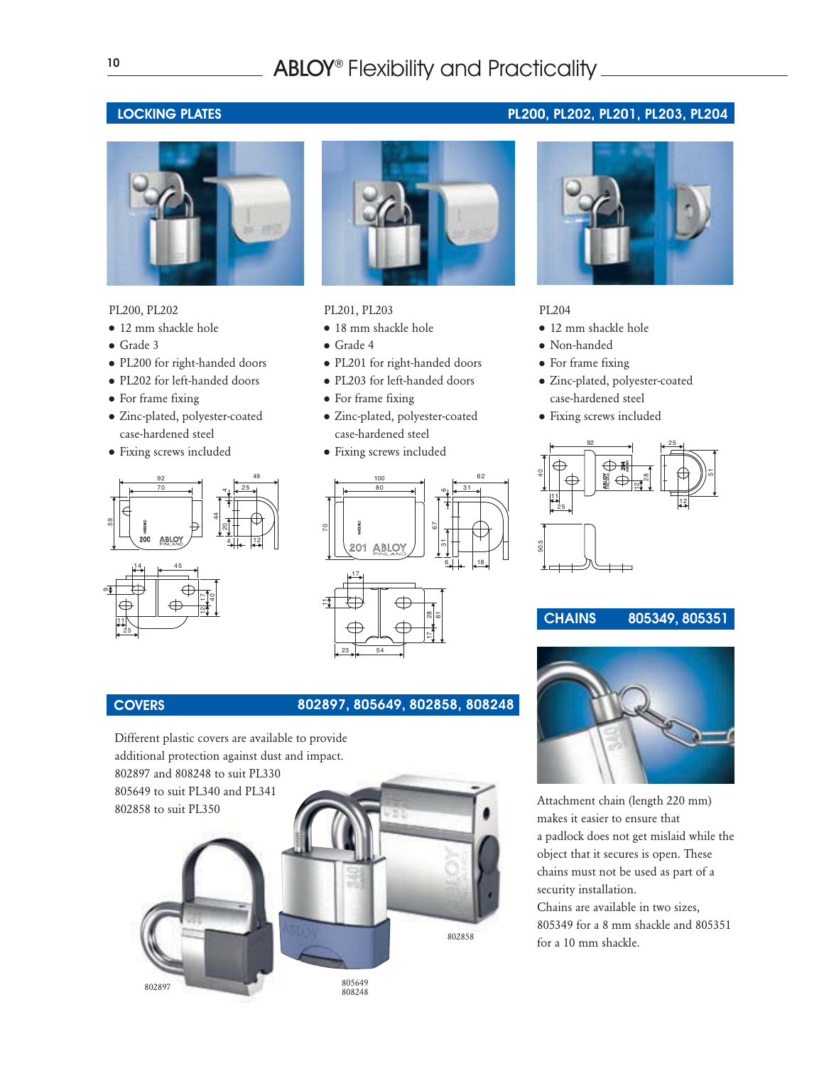# ABLOY® Flexibility and Practicality

## LOCKING PLATES — PL200, PL202, PL201, PL203, PL204

PL200, PL202

- 12 mm shackle hole
- Grade 3
- PL200 for right-handed doors
- PL202 for left-handed doors
- For frame fixing
- Zinc-plated, polyester-coated case-hardened steel
- Fixing screws included

PL201, PL203

- 18 mm shackle hole
- Grade 4
- PL201 for right-handed doors
- PL203 for left-handed doors
- For frame fixing
- Zinc-plated, polyester-coated case-hardened steel
- Fixing screws included

PL204

- 12 mm shackle hole
- Non-handed
- For frame fixing
- Zinc-plated, polyester-coated case-hardened steel
- Fixing screws included

## CHAINS — 805349, 805351

Attachment chain (length 220 mm) makes it easier to ensure that a padlock does not get mislaid while the object that it secures is open. These chains must not be used as part of a security installation.

Chains are available in two sizes, 805349 for a 8 mm shackle and 805351 for a 10 mm shackle.

## COVERS — 802897, 805649, 802858, 808248

Different plastic covers are available to provide additional protection against dust and impact.

802897 and 808248 to suit PL330

805649 to suit PL340 and PL341

802858 to suit PL350

802897

805649
808248

802858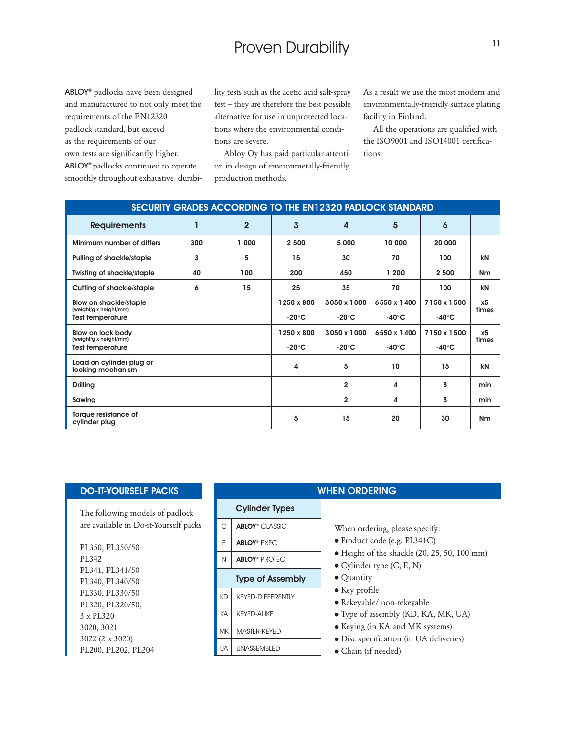# Proven Durability

**ABLOY®** padlocks have been designed and manufactured to not only meet the requirements of the EN12320 padlock standard, but exceed as the requirements of our own tests are significantly higher. **ABLOY®** padlocks continued to operate smoothly throughout exhaustive durability tests such as the acetic acid salt-spray test – they are therefore the best possible alternative for use in unprotected locations where the environmental conditions are severe.

Abloy Oy has paid particular attention in design of environmetally-friendly production methods. As a result we use the most modern and environmentally-friendly surface plating facility in Finland.

All the operations are qualified with the ISO9001 and ISO14001 certifications.

## SECURITY GRADES ACCORDING TO THE EN12320 PADLOCK STANDARD

| Requirements | 1 | 2 | 3 | 4 | 5 | 6 | |
|---|---|---|---|---|---|---|---|
| Minimum number of differs | 300 | 1 000 | 2 500 | 5 000 | 10 000 | 20 000 | |
| Pulling of shackle/staple | 3 | 5 | 15 | 30 | 70 | 100 | kN |
| Twisting of shackle/staple | 40 | 100 | 200 | 450 | 1 200 | 2 500 | Nm |
| Cutting of shackle/staple | 6 | 15 | 25 | 35 | 70 | 100 | kN |
| Blow on shackle/staple (weight/g x height/mm) Test temperature | | | 1250 x 800 -20°C | 3050 x 1000 -20°C | 6550 x 1400 -40°C | 7150 x 1500 -40°C | x5 times |
| Blow on lock body (weight/g x height/mm) Test temperature | | | 1250 x 800 -20°C | 3050 x 1000 -20°C | 6550 x 1400 -40°C | 7150 x 1500 -40°C | x5 times |
| Load on cylinder plug or locking mechanism | | | 4 | 5 | 10 | 15 | kN |
| Drilling | | | | 2 | 4 | 8 | min |
| Sawing | | | | 2 | 4 | 8 | min |
| Torque resistance of cylinder plug | | | 5 | 15 | 20 | 30 | Nm |

## DO-IT-YOURSELF PACKS

The following models of padlock are available in Do-it-Yourself packs

PL350, PL350/50
PL342
PL341, PL341/50
PL340, PL340/50
PL330, PL330/50
PL320, PL320/50,
3 x PL320
3020, 3021
3022 (2 x 3020)
PL200, PL202, PL204

## WHEN ORDERING

| Cylinder Types | |
|---|---|
| C | **ABLOY®** CLASSIC |
| E | **ABLOY®** EXEC |
| N | **ABLOY®** PROTEC |

| Type of Assembly | |
|---|---|
| KD | KEYED-DIFFERENTLY |
| KA | KEYED-ALIKE |
| MK | MASTER-KEYED |
| UA | UNASSEMBLED |

When ordering, please specify:

- Product code (e.g. PL341C)
- Height of the shackle (20, 25, 50, 100 mm)
- Cylinder type (C, E, N)
- Quantity
- Key profile
- Rekeyable/ non-rekeyable
- Type of assembly (KD, KA, MK, UA)
- Keying (in KA and MK systems)
- Disc specification (in UA deliveries)
- Chain (if needed)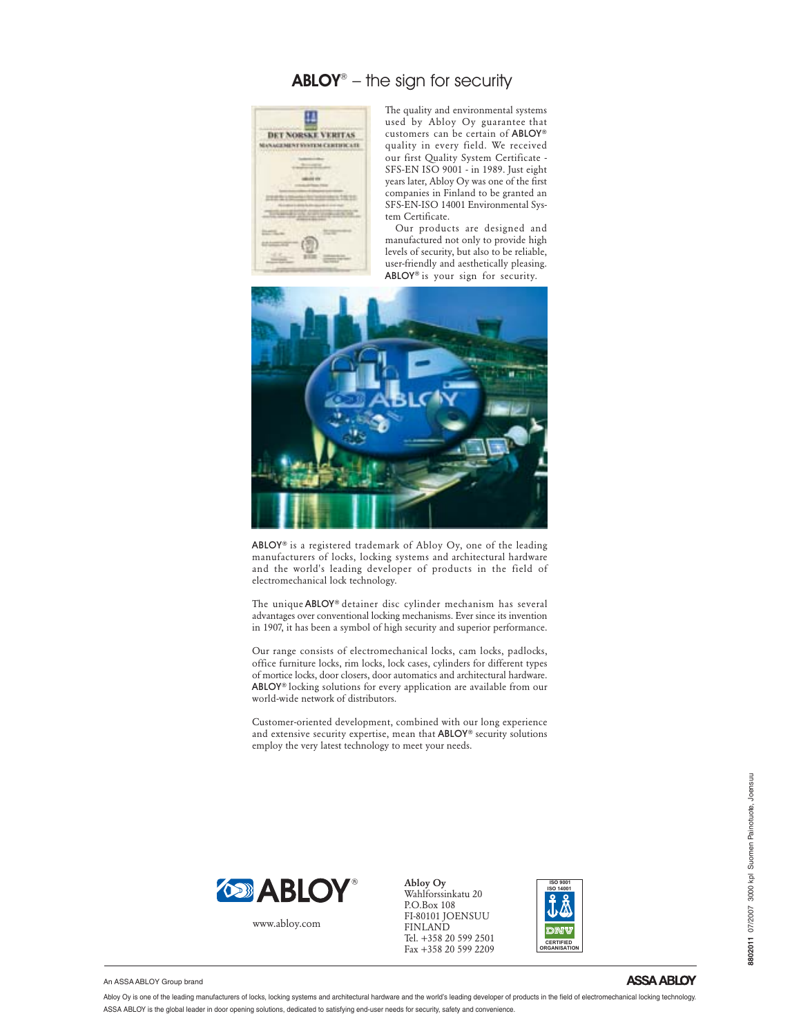# ABLOY® – the sign for security

The quality and environmental systems used by Abloy Oy guarantee that customers can be certain of ABLOY® quality in every field. We received our first Quality System Certificate - SFS-EN ISO 9001 - in 1989. Just eight years later, Abloy Oy was one of the first companies in Finland to be granted an SFS-EN-ISO 14001 Environmental System Certificate.

Our products are designed and manufactured not only to provide high levels of security, but also to be reliable, user-friendly and aesthetically pleasing. ABLOY® is your sign for security.

ABLOY® is a registered trademark of Abloy Oy, one of the leading manufacturers of locks, locking systems and architectural hardware and the world's leading developer of products in the field of electromechanical lock technology.

The unique ABLOY® detainer disc cylinder mechanism has several advantages over conventional locking mechanisms. Ever since its invention in 1907, it has been a symbol of high security and superior performance.

Our range consists of electromechanical locks, cam locks, padlocks, office furniture locks, rim locks, lock cases, cylinders for different types of mortice locks, door closers, door automatics and architectural hardware. ABLOY® locking solutions for every application are available from our world-wide network of distributors.

Customer-oriented development, combined with our long experience and extensive security expertise, mean that ABLOY® security solutions employ the very latest technology to meet your needs.

ABLOY®

www.abloy.com

**Abloy Oy**
Wahlforssinkatu 20
P.O.Box 108
FI-80101 JOENSUU
FINLAND
Tel. +358 20 599 2501
Fax +358 20 599 2209

ISO 9001
ISO 14001
DNV
CERTIFIED ORGANISATION

**8802011** 07/2007 3000 kpl Suomen Painotuote, Joensuu

An ASSA ABLOY Group brand

ASSA ABLOY

Abloy Oy is one of the leading manufacturers of locks, locking systems and architectural hardware and the world's leading developer of products in the field of electromechanical locking technology.
ASSA ABLOY is the global leader in door opening solutions, dedicated to satisfying end-user needs for security, safety and convenience.